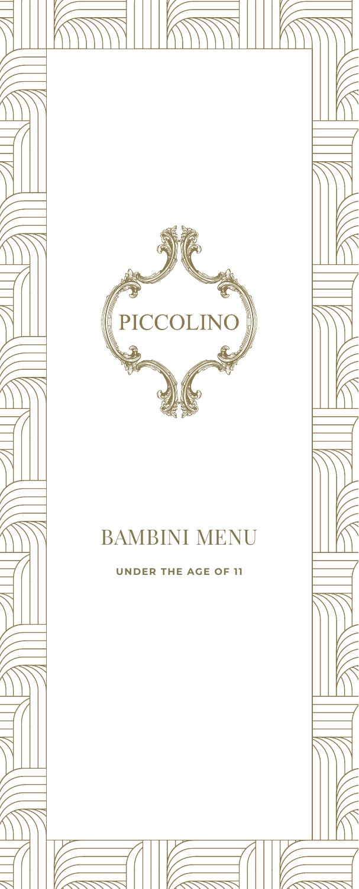PICCOLINO

# BAMBINI MENU

**UNDER THE AGE OF 11**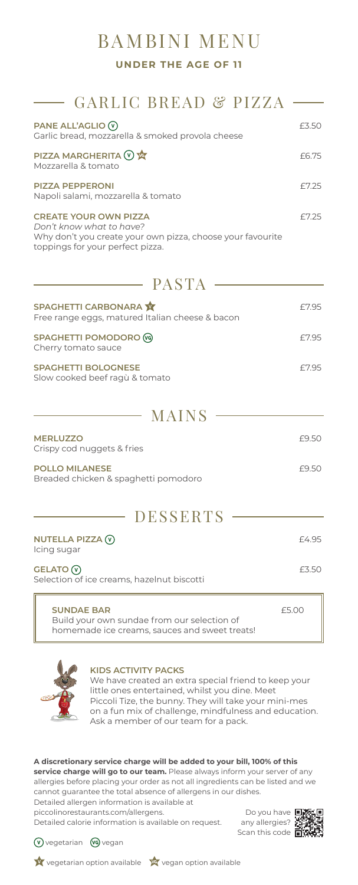# BAMBINI MENU

**UNDER THE AGE OF 11**

## GARLIC BREAD & PIZZA

**PANE ALL'AGLIO** (V) — £3.50
Garlic bread, mozzarella & smoked provola cheese

**PIZZA MARGHERITA** (V) (VG option) — £6.75
Mozzarella & tomato

**PIZZA PEPPERONI** — £7.25
Napoli salami, mozzarella & tomato

**CREATE YOUR OWN PIZZA** — £7.25
*Don't know what to have?*
Why don't you create your own pizza, choose your favourite toppings for your perfect pizza.

## PASTA

**SPAGHETTI CARBONARA** (V option) — £7.95
Free range eggs, matured Italian cheese & bacon

**SPAGHETTI POMODORO** (VG) — £7.95
Cherry tomato sauce

**SPAGHETTI BOLOGNESE** — £7.95
Slow cooked beef ragù & tomato

## MAINS

**MERLUZZO** — £9.50
Crispy cod nuggets & fries

**POLLO MILANESE** — £9.50
Breaded chicken & spaghetti pomodoro

## DESSERTS

**NUTELLA PIZZA** (V) — £4.95
Icing sugar

**GELATO** (V) — £3.50
Selection of ice creams, hazelnut biscotti

**SUNDAE BAR** — £5.00
Build your own sundae from our selection of homemade ice creams, sauces and sweet treats!

**KIDS ACTIVITY PACKS**
We have created an extra special friend to keep your little ones entertained, whilst you dine. Meet Piccoli Tize, the bunny. They will take your mini-mes on a fun mix of challenge, mindfulness and education. Ask a member of our team for a pack.

**A discretionary service charge will be added to your bill, 100% of this service charge will go to our team.** Please always inform your server of any allergies before placing your order as not all ingredients can be listed and we cannot guarantee the total absence of allergens in our dishes.
Detailed allergen information is available at piccolinorestaurants.com/allergens.
Detailed calorie information is available on request.

Do you have any allergies? Scan this code

(V) vegetarian (VG) vegan

vegetarian option available vegan option available